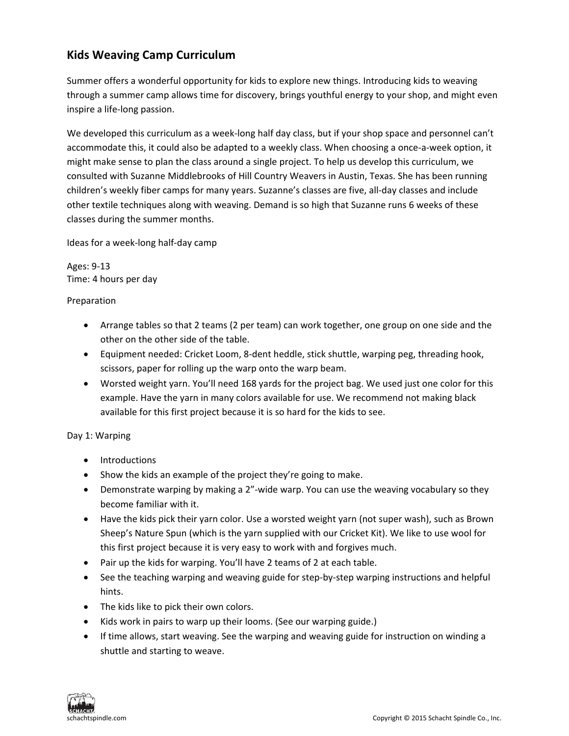# Kids Weaving Camp Curriculum

Summer offers a wonderful opportunity for kids to explore new things. Introducing kids to weaving through a summer camp allows time for discovery, brings youthful energy to your shop, and might even inspire a life-long passion.

We developed this curriculum as a week-long half day class, but if your shop space and personnel can't accommodate this, it could also be adapted to a weekly class. When choosing a once-a-week option, it might make sense to plan the class around a single project. To help us develop this curriculum, we consulted with Suzanne Middlebrooks of Hill Country Weavers in Austin, Texas. She has been running children's weekly fiber camps for many years. Suzanne's classes are five, all-day classes and include other textile techniques along with weaving. Demand is so high that Suzanne runs 6 weeks of these classes during the summer months.

Ideas for a week-long half-day camp

Ages: 9-13
Time: 4 hours per day

Preparation

- Arrange tables so that 2 teams (2 per team) can work together, one group on one side and the other on the other side of the table.
- Equipment needed: Cricket Loom, 8-dent heddle, stick shuttle, warping peg, threading hook, scissors, paper for rolling up the warp onto the warp beam.
- Worsted weight yarn. You'll need 168 yards for the project bag. We used just one color for this example. Have the yarn in many colors available for use. We recommend not making black available for this first project because it is so hard for the kids to see.

Day 1: Warping

- Introductions
- Show the kids an example of the project they're going to make.
- Demonstrate warping by making a 2"-wide warp. You can use the weaving vocabulary so they become familiar with it.
- Have the kids pick their yarn color. Use a worsted weight yarn (not super wash), such as Brown Sheep's Nature Spun (which is the yarn supplied with our Cricket Kit). We like to use wool for this first project because it is very easy to work with and forgives much.
- Pair up the kids for warping. You'll have 2 teams of 2 at each table.
- See the teaching warping and weaving guide for step-by-step warping instructions and helpful hints.
- The kids like to pick their own colors.
- Kids work in pairs to warp up their looms. (See our warping guide.)
- If time allows, start weaving. See the warping and weaving guide for instruction on winding a shuttle and starting to weave.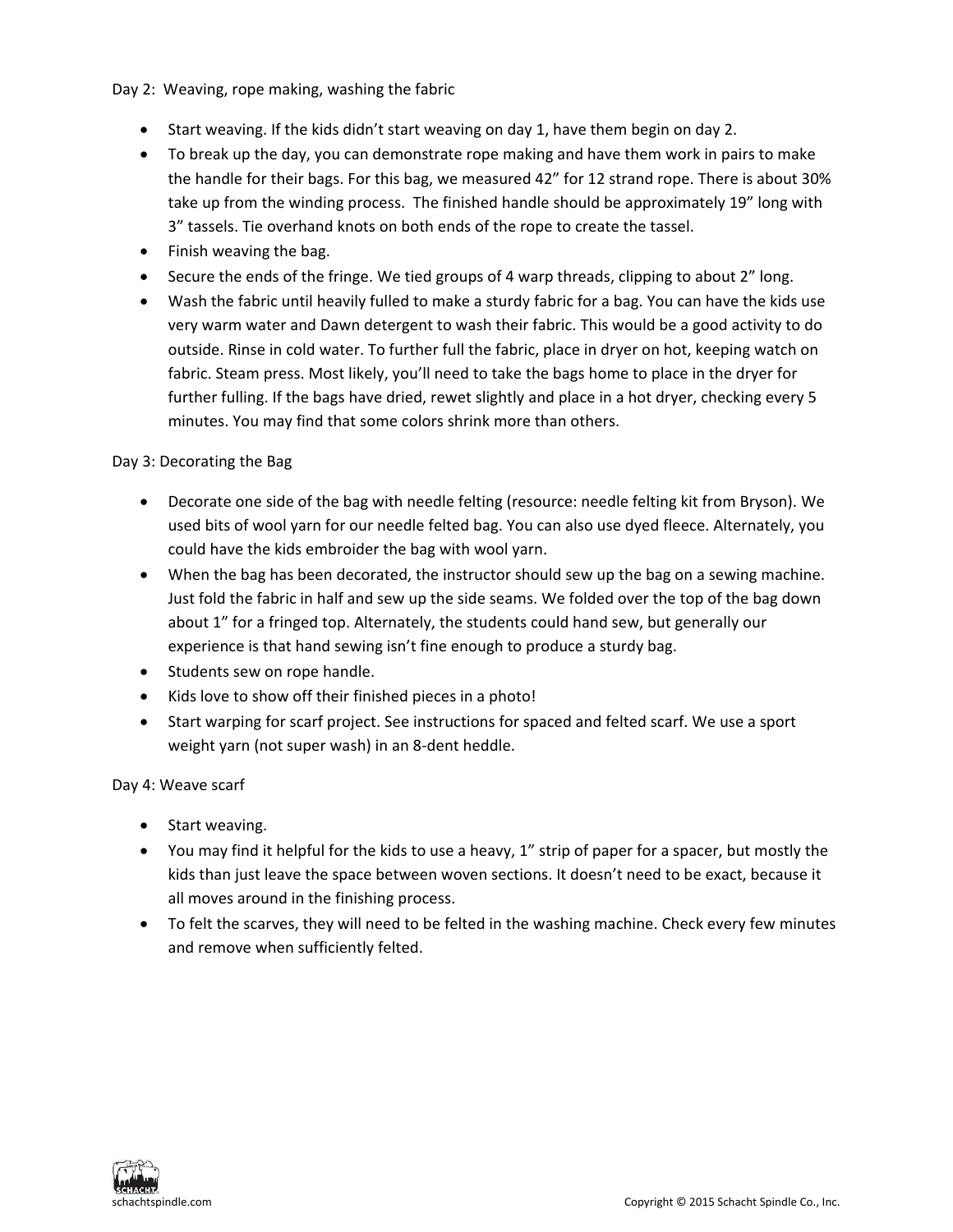Day 2: Weaving, rope making, washing the fabric

- Start weaving. If the kids didn't start weaving on day 1, have them begin on day 2.
- To break up the day, you can demonstrate rope making and have them work in pairs to make the handle for their bags. For this bag, we measured 42" for 12 strand rope. There is about 30% take up from the winding process. The finished handle should be approximately 19" long with 3" tassels. Tie overhand knots on both ends of the rope to create the tassel.
- Finish weaving the bag.
- Secure the ends of the fringe. We tied groups of 4 warp threads, clipping to about 2" long.
- Wash the fabric until heavily fulled to make a sturdy fabric for a bag. You can have the kids use very warm water and Dawn detergent to wash their fabric. This would be a good activity to do outside. Rinse in cold water. To further full the fabric, place in dryer on hot, keeping watch on fabric. Steam press. Most likely, you'll need to take the bags home to place in the dryer for further fulling. If the bags have dried, rewet slightly and place in a hot dryer, checking every 5 minutes. You may find that some colors shrink more than others.

Day 3: Decorating the Bag

- Decorate one side of the bag with needle felting (resource: needle felting kit from Bryson). We used bits of wool yarn for our needle felted bag. You can also use dyed fleece. Alternately, you could have the kids embroider the bag with wool yarn.
- When the bag has been decorated, the instructor should sew up the bag on a sewing machine. Just fold the fabric in half and sew up the side seams. We folded over the top of the bag down about 1" for a fringed top. Alternately, the students could hand sew, but generally our experience is that hand sewing isn't fine enough to produce a sturdy bag.
- Students sew on rope handle.
- Kids love to show off their finished pieces in a photo!
- Start warping for scarf project. See instructions for spaced and felted scarf. We use a sport weight yarn (not super wash) in an 8-dent heddle.

Day 4: Weave scarf

- Start weaving.
- You may find it helpful for the kids to use a heavy, 1" strip of paper for a spacer, but mostly the kids than just leave the space between woven sections. It doesn't need to be exact, because it all moves around in the finishing process.
- To felt the scarves, they will need to be felted in the washing machine. Check every few minutes and remove when sufficiently felted.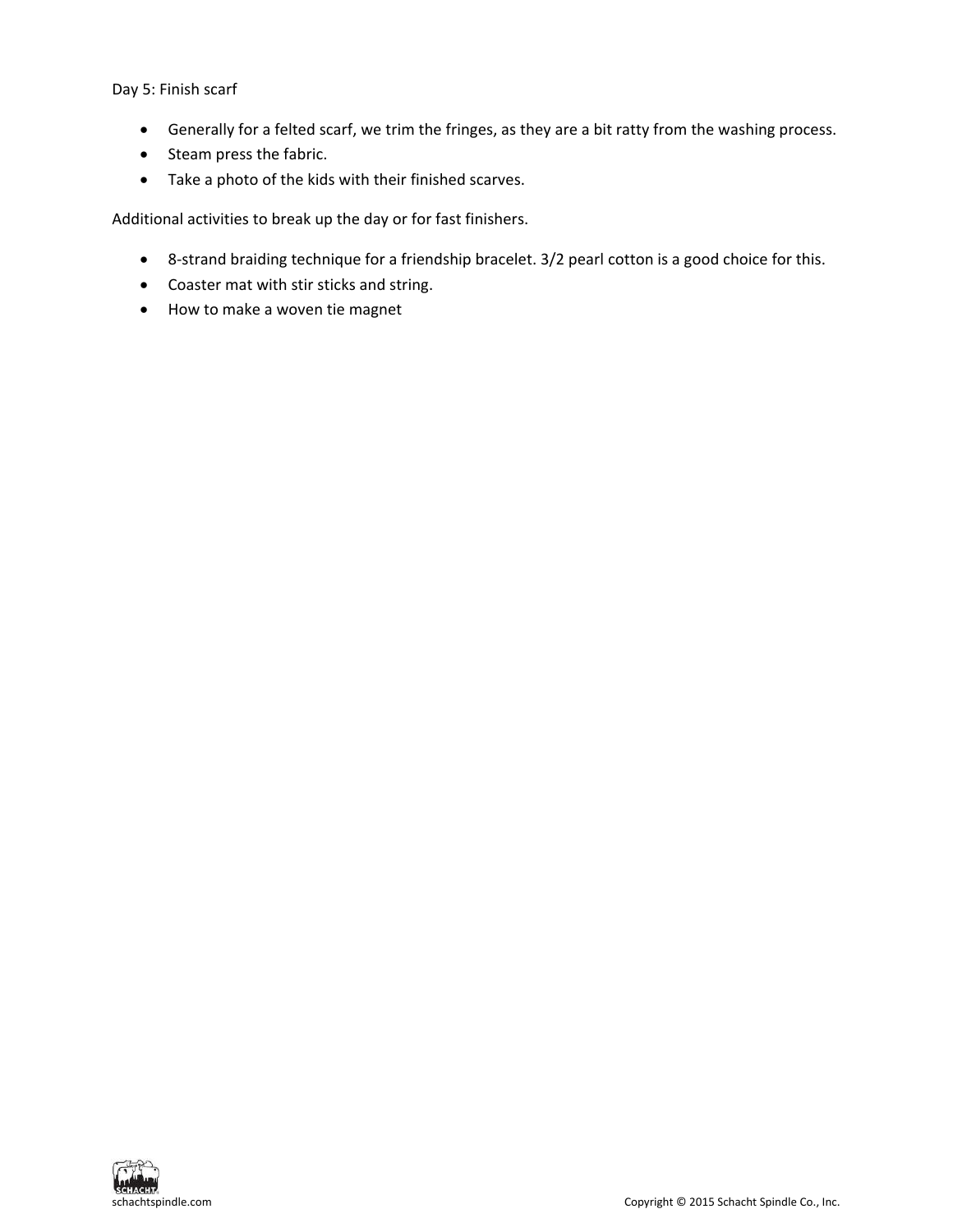Day 5: Finish scarf

- Generally for a felted scarf, we trim the fringes, as they are a bit ratty from the washing process.
- Steam press the fabric.
- Take a photo of the kids with their finished scarves.

Additional activities to break up the day or for fast finishers.

- 8-strand braiding technique for a friendship bracelet. 3/2 pearl cotton is a good choice for this.
- Coaster mat with stir sticks and string.
- How to make a woven tie magnet